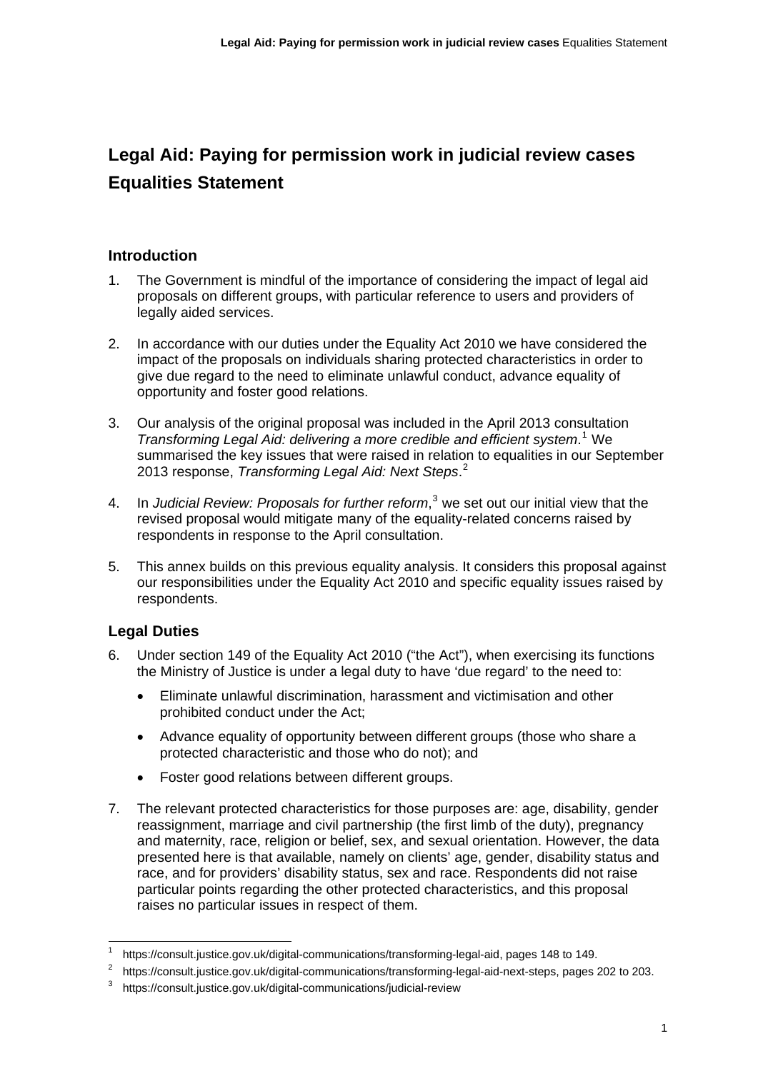# Legal Aid: Paying for permission work in judicial review cases Equalities Statement

## Introduction

1. The Government is mindful of the importance of considering the impact of legal aid proposals on different groups, with particular reference to users and providers of legally aided services.

2. In accordance with our duties under the Equality Act 2010 we have considered the impact of the proposals on individuals sharing protected characteristics in order to give due regard to the need to eliminate unlawful conduct, advance equality of opportunity and foster good relations.

3. Our analysis of the original proposal was included in the April 2013 consultation *Transforming Legal Aid: delivering a more credible and efficient system*.[1] We summarised the key issues that were raised in relation to equalities in our September 2013 response, *Transforming Legal Aid: Next Steps*.[2]

4. In *Judicial Review: Proposals for further reform*,[3] we set out our initial view that the revised proposal would mitigate many of the equality-related concerns raised by respondents in response to the April consultation.

5. This annex builds on this previous equality analysis. It considers this proposal against our responsibilities under the Equality Act 2010 and specific equality issues raised by respondents.

## Legal Duties

6. Under section 149 of the Equality Act 2010 ("the Act"), when exercising its functions the Ministry of Justice is under a legal duty to have 'due regard' to the need to:

   - Eliminate unlawful discrimination, harassment and victimisation and other prohibited conduct under the Act;
   - Advance equality of opportunity between different groups (those who share a protected characteristic and those who do not); and
   - Foster good relations between different groups.

7. The relevant protected characteristics for those purposes are: age, disability, gender reassignment, marriage and civil partnership (the first limb of the duty), pregnancy and maternity, race, religion or belief, sex, and sexual orientation. However, the data presented here is that available, namely on clients' age, gender, disability status and race, and for providers' disability status, sex and race. Respondents did not raise particular points regarding the other protected characteristics, and this proposal raises no particular issues in respect of them.

---

[1] https://consult.justice.gov.uk/digital-communications/transforming-legal-aid, pages 148 to 149.

[2] https://consult.justice.gov.uk/digital-communications/transforming-legal-aid-next-steps, pages 202 to 203.

[3] https://consult.justice.gov.uk/digital-communications/judicial-review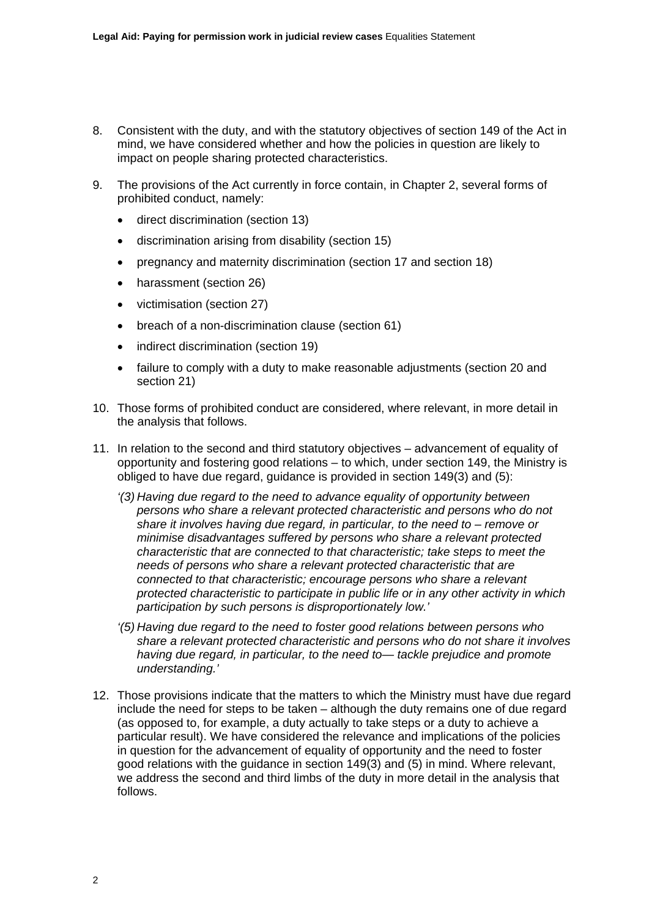8. Consistent with the duty, and with the statutory objectives of section 149 of the Act in mind, we have considered whether and how the policies in question are likely to impact on people sharing protected characteristics.

9. The provisions of the Act currently in force contain, in Chapter 2, several forms of prohibited conduct, namely:

   - direct discrimination (section 13)
   - discrimination arising from disability (section 15)
   - pregnancy and maternity discrimination (section 17 and section 18)
   - harassment (section 26)
   - victimisation (section 27)
   - breach of a non-discrimination clause (section 61)
   - indirect discrimination (section 19)
   - failure to comply with a duty to make reasonable adjustments (section 20 and section 21)

10. Those forms of prohibited conduct are considered, where relevant, in more detail in the analysis that follows.

11. In relation to the second and third statutory objectives – advancement of equality of opportunity and fostering good relations – to which, under section 149, the Ministry is obliged to have due regard, guidance is provided in section 149(3) and (5):

    *'(3) Having due regard to the need to advance equality of opportunity between persons who share a relevant protected characteristic and persons who do not share it involves having due regard, in particular, to the need to – remove or minimise disadvantages suffered by persons who share a relevant protected characteristic that are connected to that characteristic; take steps to meet the needs of persons who share a relevant protected characteristic that are connected to that characteristic; encourage persons who share a relevant protected characteristic to participate in public life or in any other activity in which participation by such persons is disproportionately low.'*

    *'(5) Having due regard to the need to foster good relations between persons who share a relevant protected characteristic and persons who do not share it involves having due regard, in particular, to the need to— tackle prejudice and promote understanding.'*

12. Those provisions indicate that the matters to which the Ministry must have due regard include the need for steps to be taken – although the duty remains one of due regard (as opposed to, for example, a duty actually to take steps or a duty to achieve a particular result). We have considered the relevance and implications of the policies in question for the advancement of equality of opportunity and the need to foster good relations with the guidance in section 149(3) and (5) in mind. Where relevant, we address the second and third limbs of the duty in more detail in the analysis that follows.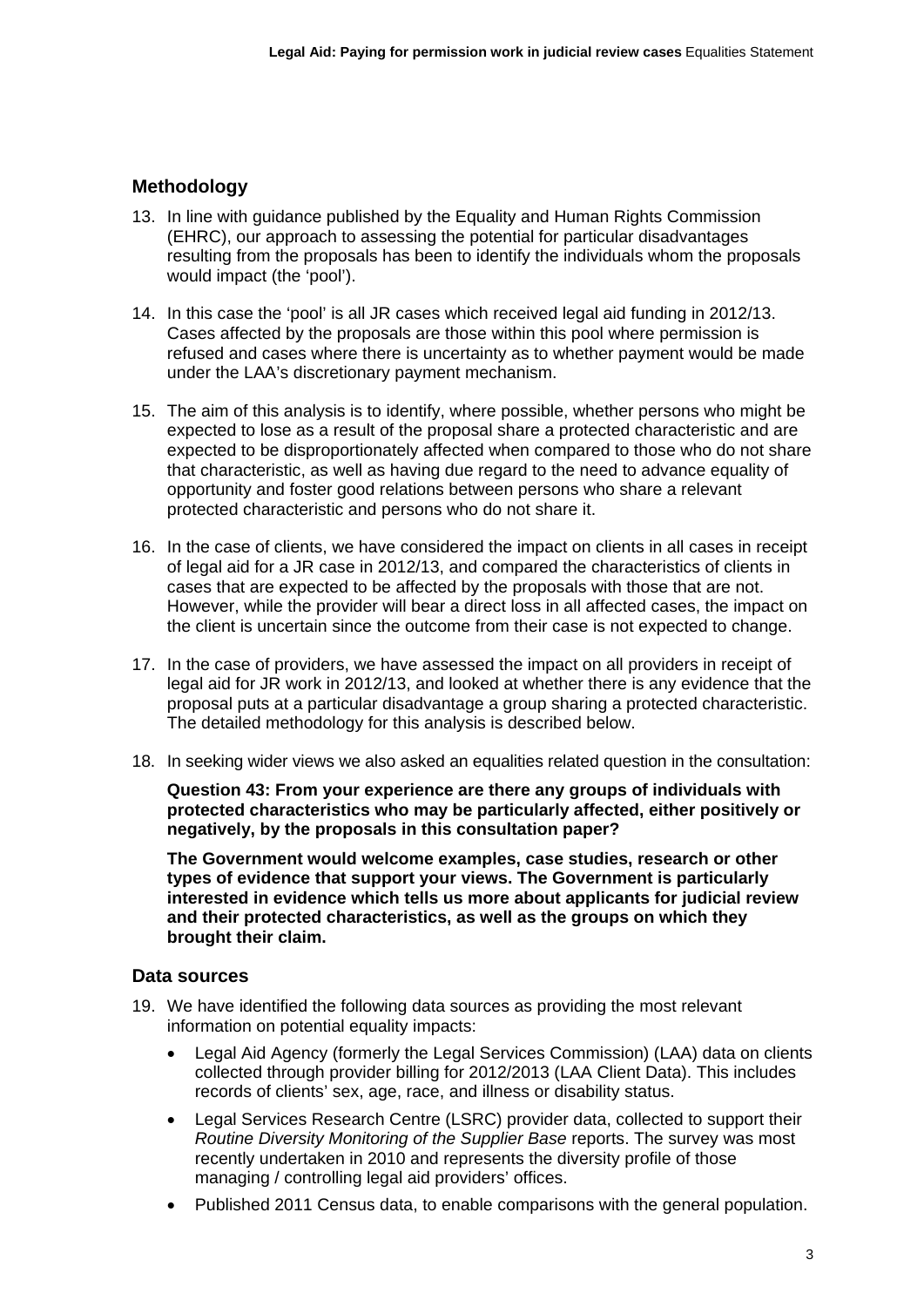## Methodology

13. In line with guidance published by the Equality and Human Rights Commission (EHRC), our approach to assessing the potential for particular disadvantages resulting from the proposals has been to identify the individuals whom the proposals would impact (the 'pool').

14. In this case the 'pool' is all JR cases which received legal aid funding in 2012/13. Cases affected by the proposals are those within this pool where permission is refused and cases where there is uncertainty as to whether payment would be made under the LAA's discretionary payment mechanism.

15. The aim of this analysis is to identify, where possible, whether persons who might be expected to lose as a result of the proposal share a protected characteristic and are expected to be disproportionately affected when compared to those who do not share that characteristic, as well as having due regard to the need to advance equality of opportunity and foster good relations between persons who share a relevant protected characteristic and persons who do not share it.

16. In the case of clients, we have considered the impact on clients in all cases in receipt of legal aid for a JR case in 2012/13, and compared the characteristics of clients in cases that are expected to be affected by the proposals with those that are not. However, while the provider will bear a direct loss in all affected cases, the impact on the client is uncertain since the outcome from their case is not expected to change.

17. In the case of providers, we have assessed the impact on all providers in receipt of legal aid for JR work in 2012/13, and looked at whether there is any evidence that the proposal puts at a particular disadvantage a group sharing a protected characteristic. The detailed methodology for this analysis is described below.

18. In seeking wider views we also asked an equalities related question in the consultation:

    **Question 43: From your experience are there any groups of individuals with protected characteristics who may be particularly affected, either positively or negatively, by the proposals in this consultation paper?**

    **The Government would welcome examples, case studies, research or other types of evidence that support your views. The Government is particularly interested in evidence which tells us more about applicants for judicial review and their protected characteristics, as well as the groups on which they brought their claim.**

## Data sources

19. We have identified the following data sources as providing the most relevant information on potential equality impacts:

    - Legal Aid Agency (formerly the Legal Services Commission) (LAA) data on clients collected through provider billing for 2012/2013 (LAA Client Data). This includes records of clients' sex, age, race, and illness or disability status.
    - Legal Services Research Centre (LSRC) provider data, collected to support their *Routine Diversity Monitoring of the Supplier Base* reports. The survey was most recently undertaken in 2010 and represents the diversity profile of those managing / controlling legal aid providers' offices.
    - Published 2011 Census data, to enable comparisons with the general population.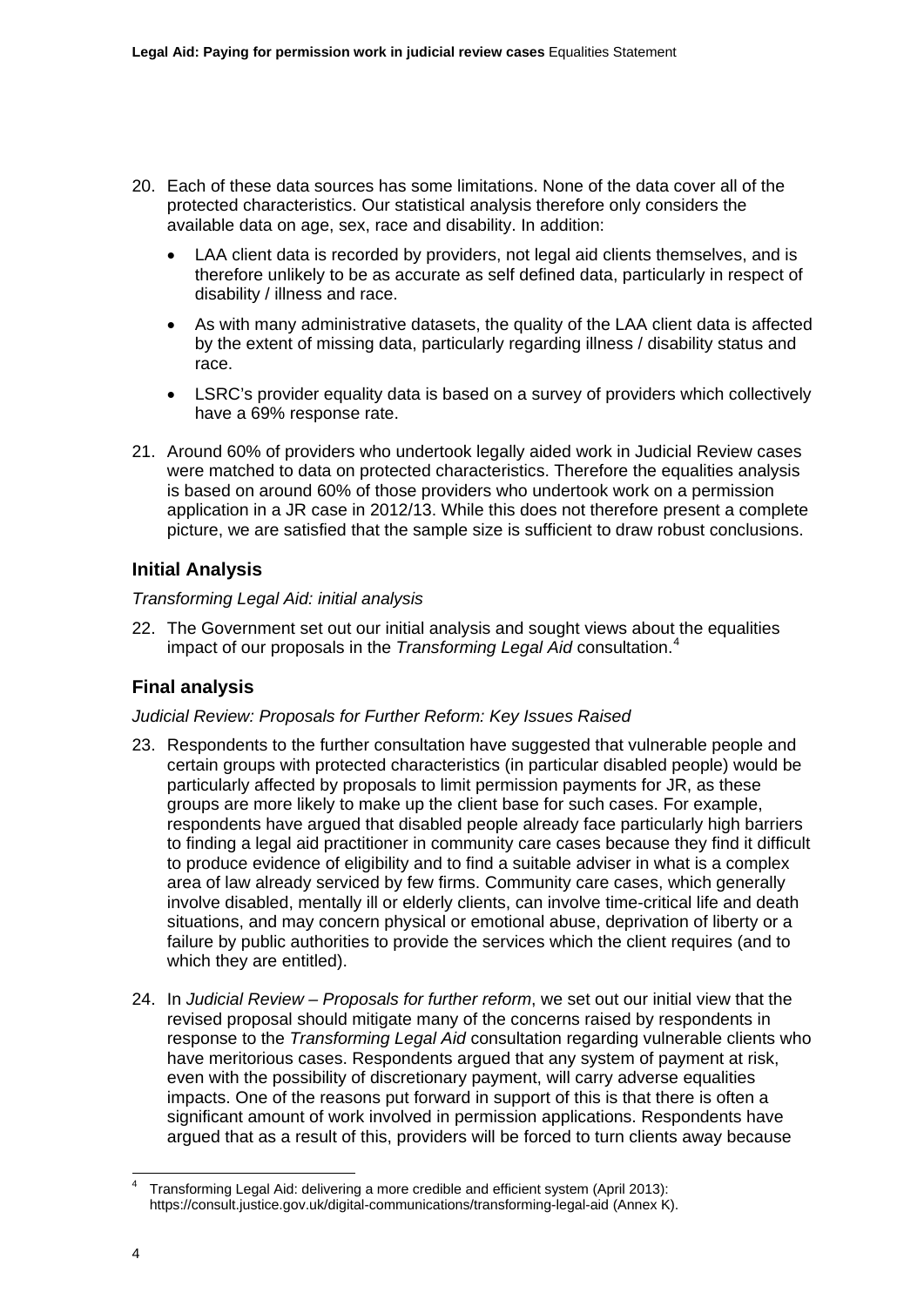20. Each of these data sources has some limitations. None of the data cover all of the protected characteristics. Our statistical analysis therefore only considers the available data on age, sex, race and disability. In addition:

    - LAA client data is recorded by providers, not legal aid clients themselves, and is therefore unlikely to be as accurate as self defined data, particularly in respect of disability / illness and race.
    - As with many administrative datasets, the quality of the LAA client data is affected by the extent of missing data, particularly regarding illness / disability status and race.
    - LSRC's provider equality data is based on a survey of providers which collectively have a 69% response rate.

21. Around 60% of providers who undertook legally aided work in Judicial Review cases were matched to data on protected characteristics. Therefore the equalities analysis is based on around 60% of those providers who undertook work on a permission application in a JR case in 2012/13. While this does not therefore present a complete picture, we are satisfied that the sample size is sufficient to draw robust conclusions.

## Initial Analysis

*Transforming Legal Aid: initial analysis*

22. The Government set out our initial analysis and sought views about the equalities impact of our proposals in the *Transforming Legal Aid* consultation.[4]

## Final analysis

*Judicial Review: Proposals for Further Reform: Key Issues Raised*

23. Respondents to the further consultation have suggested that vulnerable people and certain groups with protected characteristics (in particular disabled people) would be particularly affected by proposals to limit permission payments for JR, as these groups are more likely to make up the client base for such cases. For example, respondents have argued that disabled people already face particularly high barriers to finding a legal aid practitioner in community care cases because they find it difficult to produce evidence of eligibility and to find a suitable adviser in what is a complex area of law already serviced by few firms. Community care cases, which generally involve disabled, mentally ill or elderly clients, can involve time-critical life and death situations, and may concern physical or emotional abuse, deprivation of liberty or a failure by public authorities to provide the services which the client requires (and to which they are entitled).

24. In *Judicial Review – Proposals for further reform*, we set out our initial view that the revised proposal should mitigate many of the concerns raised by respondents in response to the *Transforming Legal Aid* consultation regarding vulnerable clients who have meritorious cases. Respondents argued that any system of payment at risk, even with the possibility of discretionary payment, will carry adverse equalities impacts. One of the reasons put forward in support of this is that there is often a significant amount of work involved in permission applications. Respondents have argued that as a result of this, providers will be forced to turn clients away because

[4] Transforming Legal Aid: delivering a more credible and efficient system (April 2013): https://consult.justice.gov.uk/digital-communications/transforming-legal-aid (Annex K).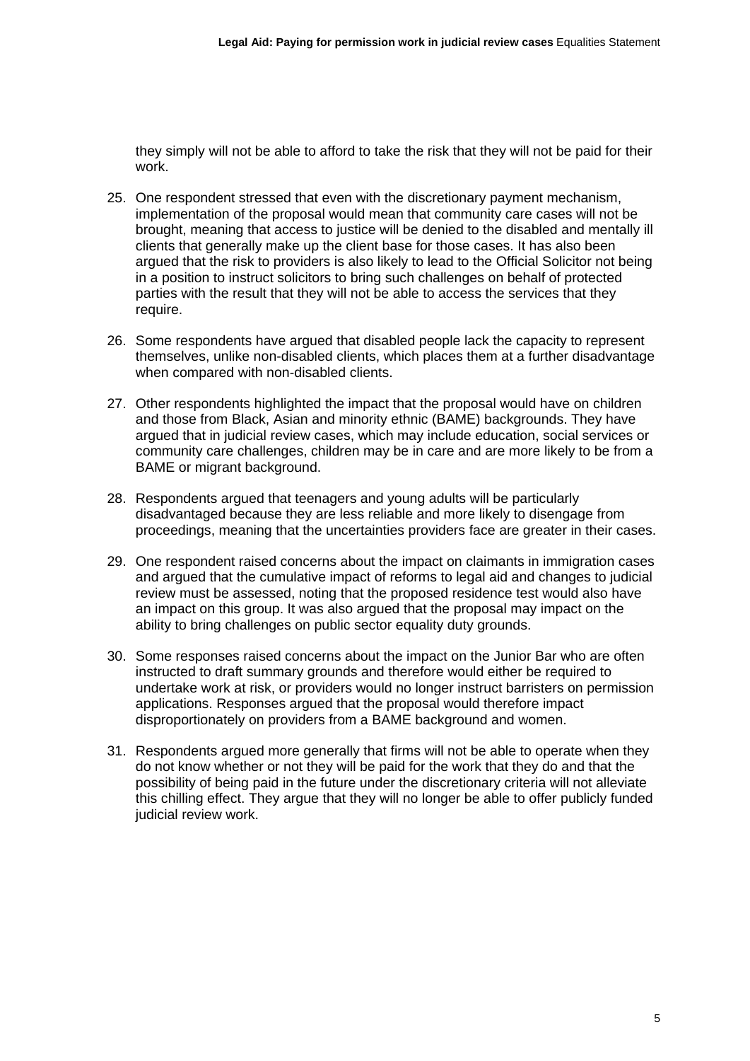they simply will not be able to afford to take the risk that they will not be paid for their work.

25. One respondent stressed that even with the discretionary payment mechanism, implementation of the proposal would mean that community care cases will not be brought, meaning that access to justice will be denied to the disabled and mentally ill clients that generally make up the client base for those cases. It has also been argued that the risk to providers is also likely to lead to the Official Solicitor not being in a position to instruct solicitors to bring such challenges on behalf of protected parties with the result that they will not be able to access the services that they require.

26. Some respondents have argued that disabled people lack the capacity to represent themselves, unlike non-disabled clients, which places them at a further disadvantage when compared with non-disabled clients.

27. Other respondents highlighted the impact that the proposal would have on children and those from Black, Asian and minority ethnic (BAME) backgrounds. They have argued that in judicial review cases, which may include education, social services or community care challenges, children may be in care and are more likely to be from a BAME or migrant background.

28. Respondents argued that teenagers and young adults will be particularly disadvantaged because they are less reliable and more likely to disengage from proceedings, meaning that the uncertainties providers face are greater in their cases.

29. One respondent raised concerns about the impact on claimants in immigration cases and argued that the cumulative impact of reforms to legal aid and changes to judicial review must be assessed, noting that the proposed residence test would also have an impact on this group. It was also argued that the proposal may impact on the ability to bring challenges on public sector equality duty grounds.

30. Some responses raised concerns about the impact on the Junior Bar who are often instructed to draft summary grounds and therefore would either be required to undertake work at risk, or providers would no longer instruct barristers on permission applications. Responses argued that the proposal would therefore impact disproportionately on providers from a BAME background and women.

31. Respondents argued more generally that firms will not be able to operate when they do not know whether or not they will be paid for the work that they do and that the possibility of being paid in the future under the discretionary criteria will not alleviate this chilling effect. They argue that they will no longer be able to offer publicly funded judicial review work.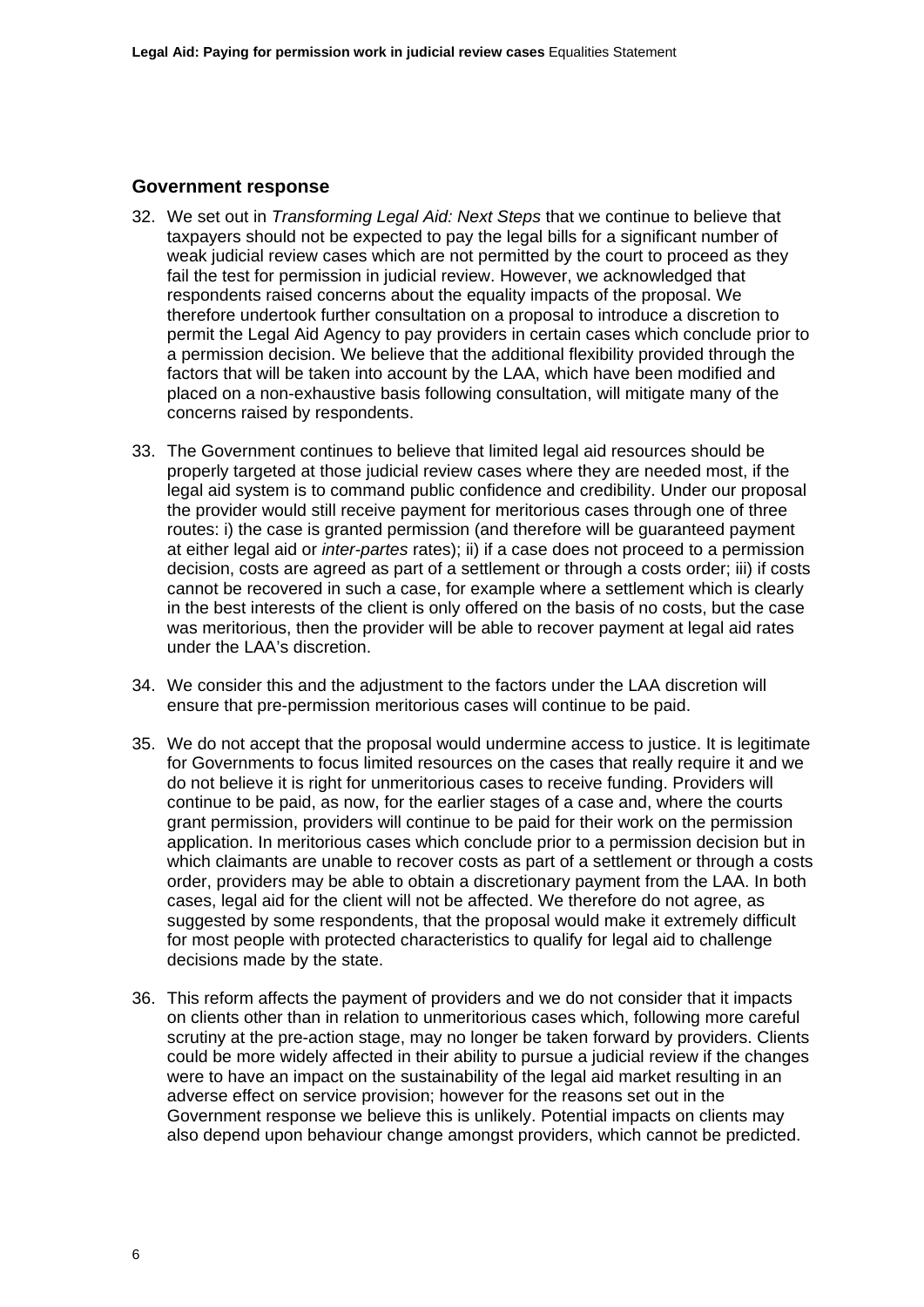## Government response

32. We set out in *Transforming Legal Aid: Next Steps* that we continue to believe that taxpayers should not be expected to pay the legal bills for a significant number of weak judicial review cases which are not permitted by the court to proceed as they fail the test for permission in judicial review. However, we acknowledged that respondents raised concerns about the equality impacts of the proposal. We therefore undertook further consultation on a proposal to introduce a discretion to permit the Legal Aid Agency to pay providers in certain cases which conclude prior to a permission decision. We believe that the additional flexibility provided through the factors that will be taken into account by the LAA, which have been modified and placed on a non-exhaustive basis following consultation, will mitigate many of the concerns raised by respondents.

33. The Government continues to believe that limited legal aid resources should be properly targeted at those judicial review cases where they are needed most, if the legal aid system is to command public confidence and credibility. Under our proposal the provider would still receive payment for meritorious cases through one of three routes: i) the case is granted permission (and therefore will be guaranteed payment at either legal aid or *inter-partes* rates); ii) if a case does not proceed to a permission decision, costs are agreed as part of a settlement or through a costs order; iii) if costs cannot be recovered in such a case, for example where a settlement which is clearly in the best interests of the client is only offered on the basis of no costs, but the case was meritorious, then the provider will be able to recover payment at legal aid rates under the LAA's discretion.

34. We consider this and the adjustment to the factors under the LAA discretion will ensure that pre-permission meritorious cases will continue to be paid.

35. We do not accept that the proposal would undermine access to justice. It is legitimate for Governments to focus limited resources on the cases that really require it and we do not believe it is right for unmeritorious cases to receive funding. Providers will continue to be paid, as now, for the earlier stages of a case and, where the courts grant permission, providers will continue to be paid for their work on the permission application. In meritorious cases which conclude prior to a permission decision but in which claimants are unable to recover costs as part of a settlement or through a costs order, providers may be able to obtain a discretionary payment from the LAA. In both cases, legal aid for the client will not be affected. We therefore do not agree, as suggested by some respondents, that the proposal would make it extremely difficult for most people with protected characteristics to qualify for legal aid to challenge decisions made by the state.

36. This reform affects the payment of providers and we do not consider that it impacts on clients other than in relation to unmeritorious cases which, following more careful scrutiny at the pre-action stage, may no longer be taken forward by providers. Clients could be more widely affected in their ability to pursue a judicial review if the changes were to have an impact on the sustainability of the legal aid market resulting in an adverse effect on service provision; however for the reasons set out in the Government response we believe this is unlikely. Potential impacts on clients may also depend upon behaviour change amongst providers, which cannot be predicted.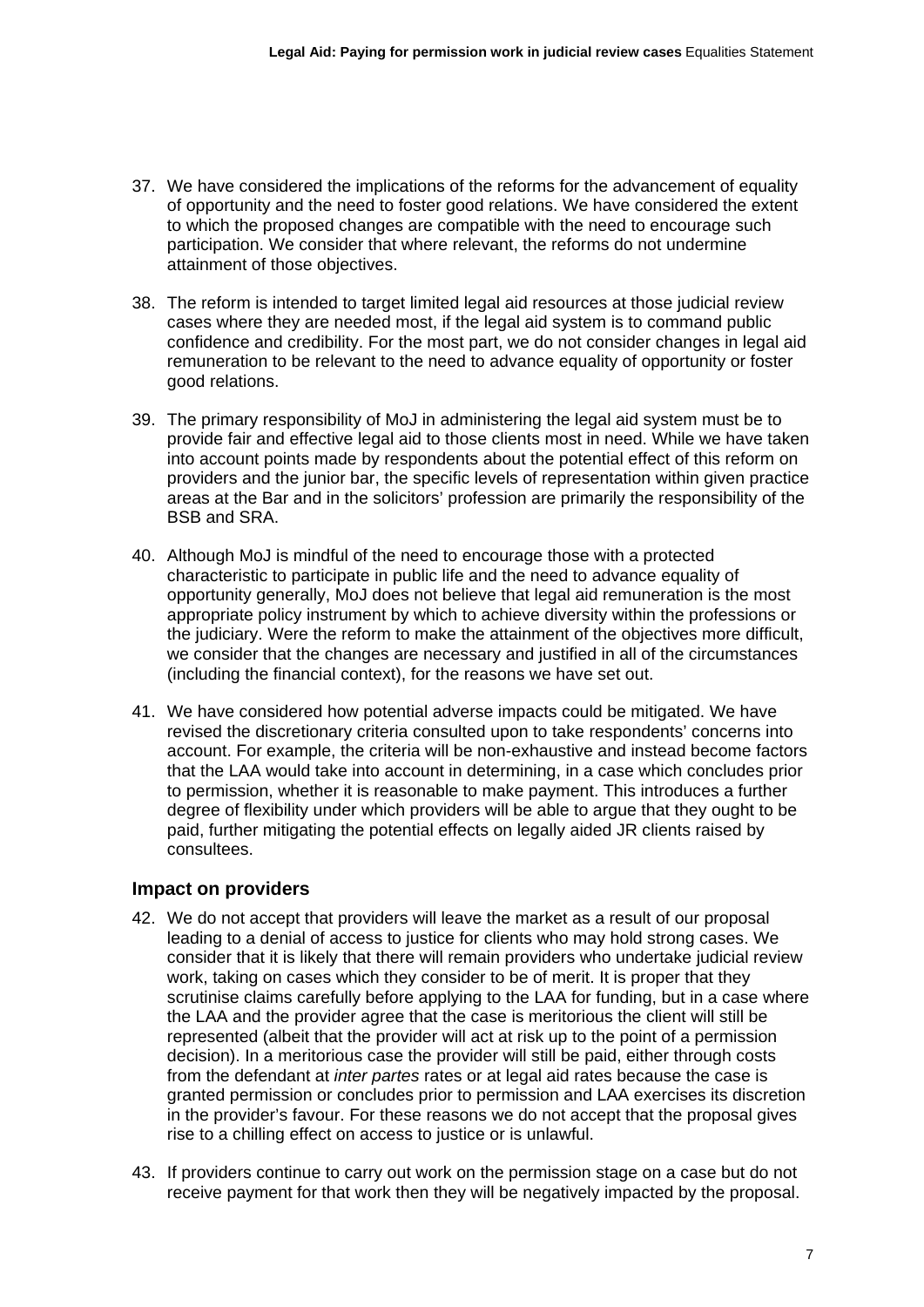37. We have considered the implications of the reforms for the advancement of equality of opportunity and the need to foster good relations. We have considered the extent to which the proposed changes are compatible with the need to encourage such participation. We consider that where relevant, the reforms do not undermine attainment of those objectives.

38. The reform is intended to target limited legal aid resources at those judicial review cases where they are needed most, if the legal aid system is to command public confidence and credibility. For the most part, we do not consider changes in legal aid remuneration to be relevant to the need to advance equality of opportunity or foster good relations.

39. The primary responsibility of MoJ in administering the legal aid system must be to provide fair and effective legal aid to those clients most in need. While we have taken into account points made by respondents about the potential effect of this reform on providers and the junior bar, the specific levels of representation within given practice areas at the Bar and in the solicitors' profession are primarily the responsibility of the BSB and SRA.

40. Although MoJ is mindful of the need to encourage those with a protected characteristic to participate in public life and the need to advance equality of opportunity generally, MoJ does not believe that legal aid remuneration is the most appropriate policy instrument by which to achieve diversity within the professions or the judiciary. Were the reform to make the attainment of the objectives more difficult, we consider that the changes are necessary and justified in all of the circumstances (including the financial context), for the reasons we have set out.

41. We have considered how potential adverse impacts could be mitigated. We have revised the discretionary criteria consulted upon to take respondents' concerns into account. For example, the criteria will be non-exhaustive and instead become factors that the LAA would take into account in determining, in a case which concludes prior to permission, whether it is reasonable to make payment. This introduces a further degree of flexibility under which providers will be able to argue that they ought to be paid, further mitigating the potential effects on legally aided JR clients raised by consultees.

### Impact on providers

42. We do not accept that providers will leave the market as a result of our proposal leading to a denial of access to justice for clients who may hold strong cases. We consider that it is likely that there will remain providers who undertake judicial review work, taking on cases which they consider to be of merit. It is proper that they scrutinise claims carefully before applying to the LAA for funding, but in a case where the LAA and the provider agree that the case is meritorious the client will still be represented (albeit that the provider will act at risk up to the point of a permission decision). In a meritorious case the provider will still be paid, either through costs from the defendant at *inter partes* rates or at legal aid rates because the case is granted permission or concludes prior to permission and LAA exercises its discretion in the provider's favour. For these reasons we do not accept that the proposal gives rise to a chilling effect on access to justice or is unlawful.

43. If providers continue to carry out work on the permission stage on a case but do not receive payment for that work then they will be negatively impacted by the proposal.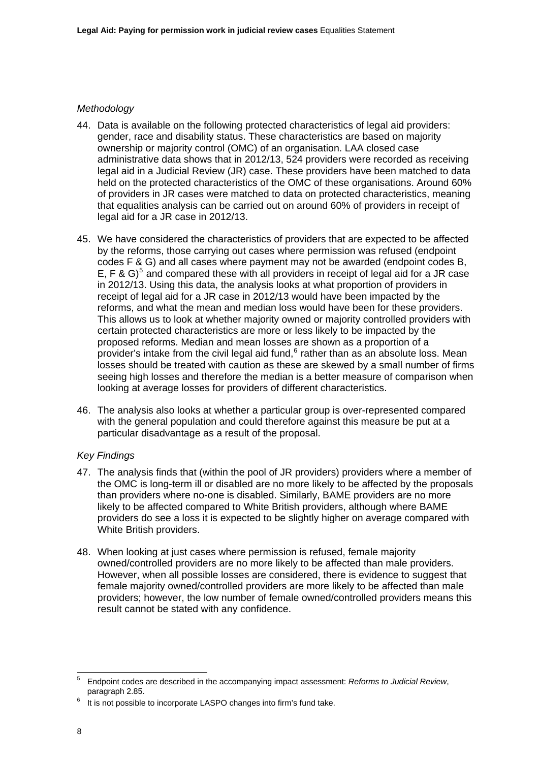*Methodology*

44. Data is available on the following protected characteristics of legal aid providers: gender, race and disability status. These characteristics are based on majority ownership or majority control (OMC) of an organisation. LAA closed case administrative data shows that in 2012/13, 524 providers were recorded as receiving legal aid in a Judicial Review (JR) case. These providers have been matched to data held on the protected characteristics of the OMC of these organisations. Around 60% of providers in JR cases were matched to data on protected characteristics, meaning that equalities analysis can be carried out on around 60% of providers in receipt of legal aid for a JR case in 2012/13.

45. We have considered the characteristics of providers that are expected to be affected by the reforms, those carrying out cases where permission was refused (endpoint codes F & G) and all cases where payment may not be awarded (endpoint codes B, E, F & G)[5] and compared these with all providers in receipt of legal aid for a JR case in 2012/13. Using this data, the analysis looks at what proportion of providers in receipt of legal aid for a JR case in 2012/13 would have been impacted by the reforms, and what the mean and median loss would have been for these providers. This allows us to look at whether majority owned or majority controlled providers with certain protected characteristics are more or less likely to be impacted by the proposed reforms. Median and mean losses are shown as a proportion of a provider's intake from the civil legal aid fund,[6] rather than as an absolute loss. Mean losses should be treated with caution as these are skewed by a small number of firms seeing high losses and therefore the median is a better measure of comparison when looking at average losses for providers of different characteristics.

46. The analysis also looks at whether a particular group is over-represented compared with the general population and could therefore against this measure be put at a particular disadvantage as a result of the proposal.

*Key Findings*

47. The analysis finds that (within the pool of JR providers) providers where a member of the OMC is long-term ill or disabled are no more likely to be affected by the proposals than providers where no-one is disabled. Similarly, BAME providers are no more likely to be affected compared to White British providers, although where BAME providers do see a loss it is expected to be slightly higher on average compared with White British providers.

48. When looking at just cases where permission is refused, female majority owned/controlled providers are no more likely to be affected than male providers. However, when all possible losses are considered, there is evidence to suggest that female majority owned/controlled providers are more likely to be affected than male providers; however, the low number of female owned/controlled providers means this result cannot be stated with any confidence.

---

[5] Endpoint codes are described in the accompanying impact assessment: *Reforms to Judicial Review*, paragraph 2.85.

[6] It is not possible to incorporate LASPO changes into firm's fund take.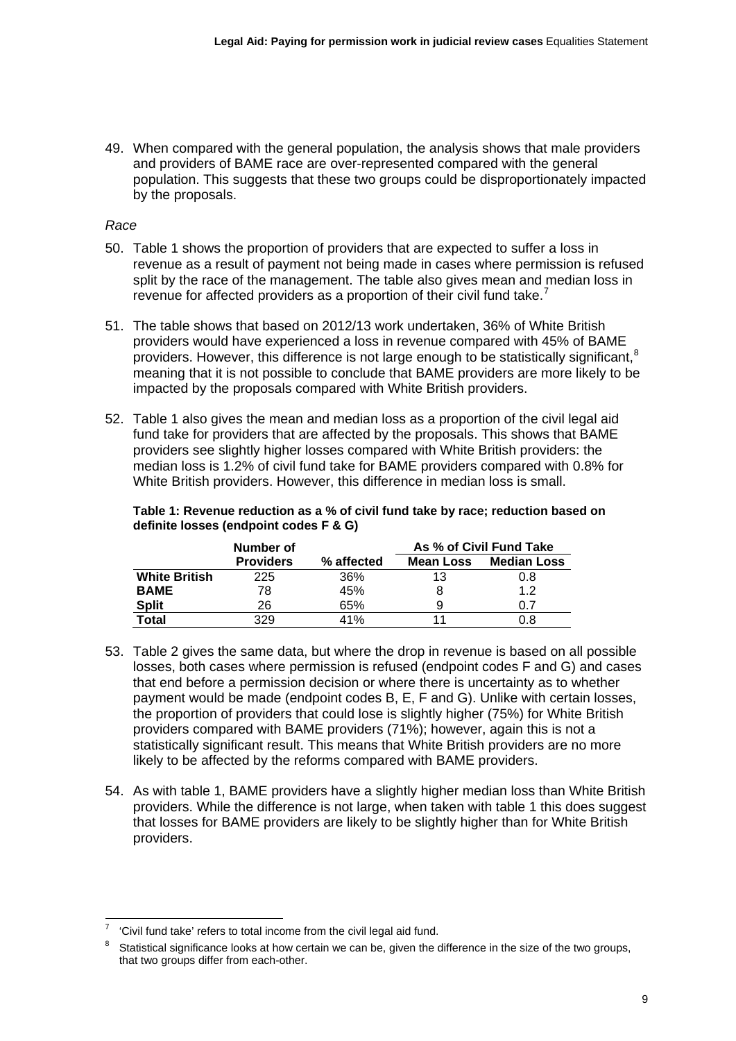49. When compared with the general population, the analysis shows that male providers and providers of BAME race are over-represented compared with the general population. This suggests that these two groups could be disproportionately impacted by the proposals.

*Race*

50. Table 1 shows the proportion of providers that are expected to suffer a loss in revenue as a result of payment not being made in cases where permission is refused split by the race of the management. The table also gives mean and median loss in revenue for affected providers as a proportion of their civil fund take.[7]

51. The table shows that based on 2012/13 work undertaken, 36% of White British providers would have experienced a loss in revenue compared with 45% of BAME providers. However, this difference is not large enough to be statistically significant,[8] meaning that it is not possible to conclude that BAME providers are more likely to be impacted by the proposals compared with White British providers.

52. Table 1 also gives the mean and median loss as a proportion of the civil legal aid fund take for providers that are affected by the proposals. This shows that BAME providers see slightly higher losses compared with White British providers: the median loss is 1.2% of civil fund take for BAME providers compared with 0.8% for White British providers. However, this difference in median loss is small.

**Table 1: Revenue reduction as a % of civil fund take by race; reduction based on definite losses (endpoint codes F & G)**

| | Number of Providers | % affected | As % of Civil Fund Take | |
|---|---|---|---|---|
| | | | Mean Loss | Median Loss |
| **White British** | 225 | 36% | 13 | 0.8 |
| **BAME** | 78 | 45% | 8 | 1.2 |
| **Split** | 26 | 65% | 9 | 0.7 |
| **Total** | 329 | 41% | 11 | 0.8 |

53. Table 2 gives the same data, but where the drop in revenue is based on all possible losses, both cases where permission is refused (endpoint codes F and G) and cases that end before a permission decision or where there is uncertainty as to whether payment would be made (endpoint codes B, E, F and G). Unlike with certain losses, the proportion of providers that could lose is slightly higher (75%) for White British providers compared with BAME providers (71%); however, again this is not a statistically significant result. This means that White British providers are no more likely to be affected by the reforms compared with BAME providers.

54. As with table 1, BAME providers have a slightly higher median loss than White British providers. While the difference is not large, when taken with table 1 this does suggest that losses for BAME providers are likely to be slightly higher than for White British providers.

---

[7] 'Civil fund take' refers to total income from the civil legal aid fund.

[8] Statistical significance looks at how certain we can be, given the difference in the size of the two groups, that two groups differ from each-other.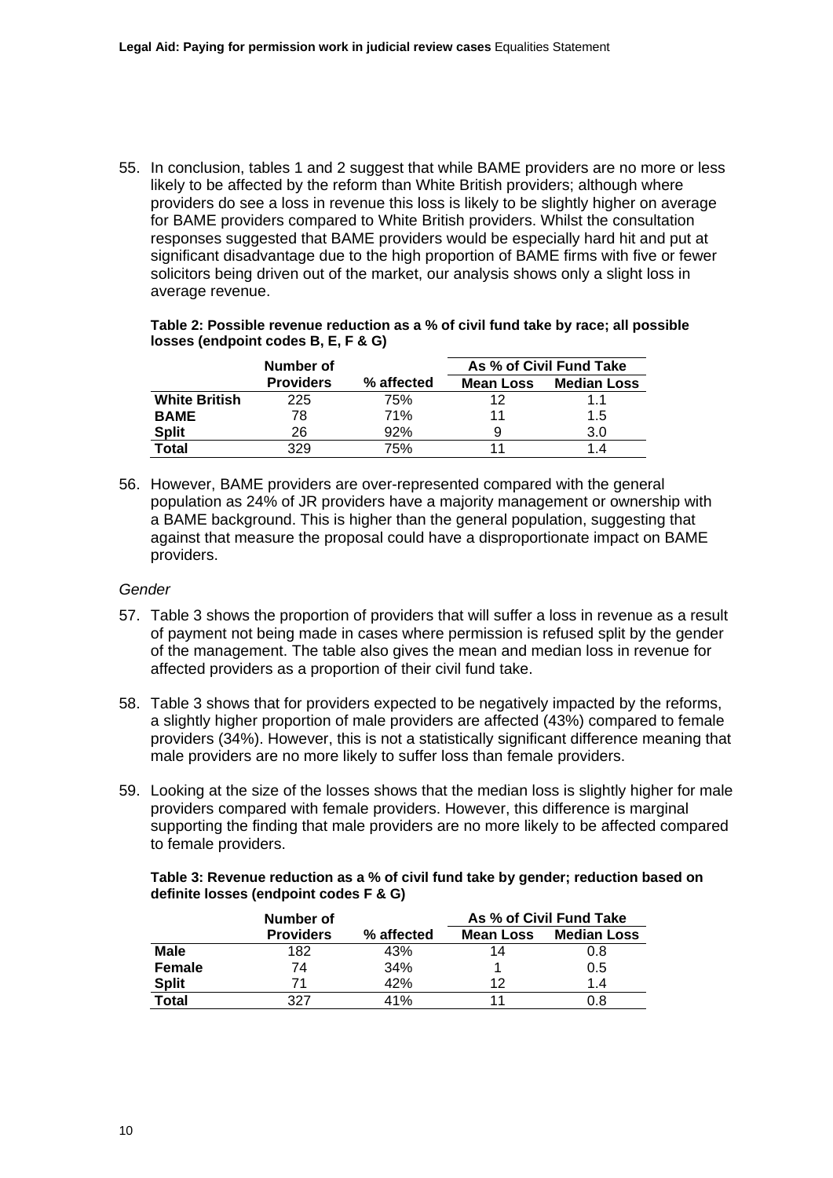55. In conclusion, tables 1 and 2 suggest that while BAME providers are no more or less likely to be affected by the reform than White British providers; although where providers do see a loss in revenue this loss is likely to be slightly higher on average for BAME providers compared to White British providers. Whilst the consultation responses suggested that BAME providers would be especially hard hit and put at significant disadvantage due to the high proportion of BAME firms with five or fewer solicitors being driven out of the market, our analysis shows only a slight loss in average revenue.

**Table 2: Possible revenue reduction as a % of civil fund take by race; all possible losses (endpoint codes B, E, F & G)**

| | Number of | | As % of Civil Fund Take | |
|---|---|---|---|---|
| | **Providers** | **% affected** | **Mean Loss** | **Median Loss** |
| **White British** | 225 | 75% | 12 | 1.1 |
| **BAME** | 78 | 71% | 11 | 1.5 |
| **Split** | 26 | 92% | 9 | 3.0 |
| **Total** | 329 | 75% | 11 | 1.4 |

56. However, BAME providers are over-represented compared with the general population as 24% of JR providers have a majority management or ownership with a BAME background. This is higher than the general population, suggesting that against that measure the proposal could have a disproportionate impact on BAME providers.

*Gender*

57. Table 3 shows the proportion of providers that will suffer a loss in revenue as a result of payment not being made in cases where permission is refused split by the gender of the management. The table also gives the mean and median loss in revenue for affected providers as a proportion of their civil fund take.

58. Table 3 shows that for providers expected to be negatively impacted by the reforms, a slightly higher proportion of male providers are affected (43%) compared to female providers (34%). However, this is not a statistically significant difference meaning that male providers are no more likely to suffer loss than female providers.

59. Looking at the size of the losses shows that the median loss is slightly higher for male providers compared with female providers. However, this difference is marginal supporting the finding that male providers are no more likely to be affected compared to female providers.

**Table 3: Revenue reduction as a % of civil fund take by gender; reduction based on definite losses (endpoint codes F & G)**

| | Number of | | As % of Civil Fund Take | |
|---|---|---|---|---|
| | **Providers** | **% affected** | **Mean Loss** | **Median Loss** |
| **Male** | 182 | 43% | 14 | 0.8 |
| **Female** | 74 | 34% | 1 | 0.5 |
| **Split** | 71 | 42% | 12 | 1.4 |
| **Total** | 327 | 41% | 11 | 0.8 |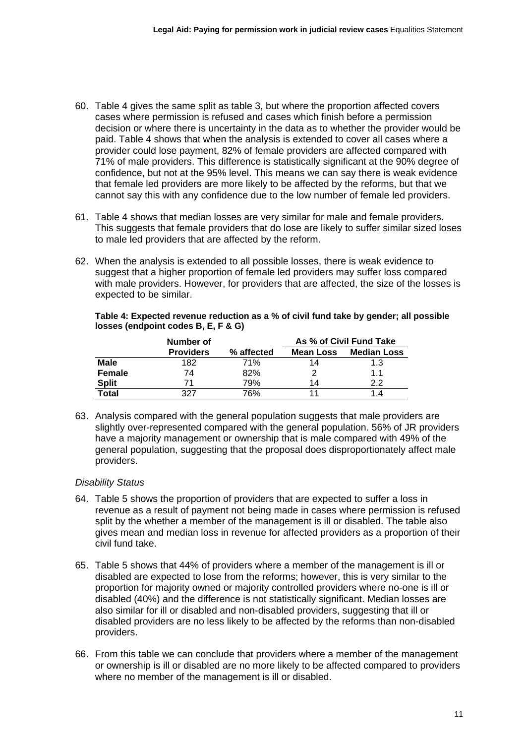60. Table 4 gives the same split as table 3, but where the proportion affected covers cases where permission is refused and cases which finish before a permission decision or where there is uncertainty in the data as to whether the provider would be paid. Table 4 shows that when the analysis is extended to cover all cases where a provider could lose payment, 82% of female providers are affected compared with 71% of male providers. This difference is statistically significant at the 90% degree of confidence, but not at the 95% level. This means we can say there is weak evidence that female led providers are more likely to be affected by the reforms, but that we cannot say this with any confidence due to the low number of female led providers.

61. Table 4 shows that median losses are very similar for male and female providers. This suggests that female providers that do lose are likely to suffer similar sized loses to male led providers that are affected by the reform.

62. When the analysis is extended to all possible losses, there is weak evidence to suggest that a higher proportion of female led providers may suffer loss compared with male providers. However, for providers that are affected, the size of the losses is expected to be similar.

**Table 4: Expected revenue reduction as a % of civil fund take by gender; all possible losses (endpoint codes B, E, F & G)**

| | Number of Providers | % affected | As % of Civil Fund Take | |
|---|---|---|---|---|
| | | | **Mean Loss** | **Median Loss** |
| **Male** | 182 | 71% | 14 | 1.3 |
| **Female** | 74 | 82% | 2 | 1.1 |
| **Split** | 71 | 79% | 14 | 2.2 |
| **Total** | 327 | 76% | 11 | 1.4 |

63. Analysis compared with the general population suggests that male providers are slightly over-represented compared with the general population. 56% of JR providers have a majority management or ownership that is male compared with 49% of the general population, suggesting that the proposal does disproportionately affect male providers.

*Disability Status*

64. Table 5 shows the proportion of providers that are expected to suffer a loss in revenue as a result of payment not being made in cases where permission is refused split by the whether a member of the management is ill or disabled. The table also gives mean and median loss in revenue for affected providers as a proportion of their civil fund take.

65. Table 5 shows that 44% of providers where a member of the management is ill or disabled are expected to lose from the reforms; however, this is very similar to the proportion for majority owned or majority controlled providers where no-one is ill or disabled (40%) and the difference is not statistically significant. Median losses are also similar for ill or disabled and non-disabled providers, suggesting that ill or disabled providers are no less likely to be affected by the reforms than non-disabled providers.

66. From this table we can conclude that providers where a member of the management or ownership is ill or disabled are no more likely to be affected compared to providers where no member of the management is ill or disabled.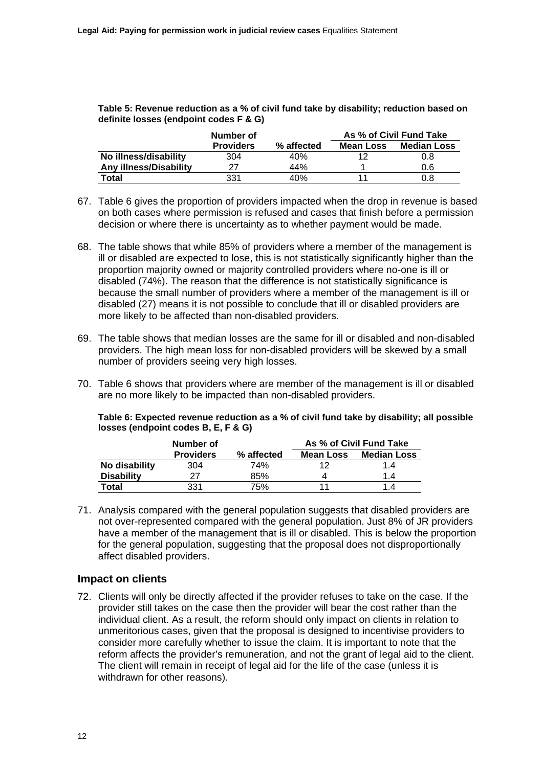**Table 5: Revenue reduction as a % of civil fund take by disability; reduction based on definite losses (endpoint codes F & G)**

| | Number of Providers | % affected | As % of Civil Fund Take | |
|---|---|---|---|---|
| | | | **Mean Loss** | **Median Loss** |
| **No illness/disability** | 304 | 40% | 12 | 0.8 |
| **Any illness/Disability** | 27 | 44% | 1 | 0.6 |
| **Total** | 331 | 40% | 11 | 0.8 |

67. Table 6 gives the proportion of providers impacted when the drop in revenue is based on both cases where permission is refused and cases that finish before a permission decision or where there is uncertainty as to whether payment would be made.

68. The table shows that while 85% of providers where a member of the management is ill or disabled are expected to lose, this is not statistically significantly higher than the proportion majority owned or majority controlled providers where no-one is ill or disabled (74%). The reason that the difference is not statistically significance is because the small number of providers where a member of the management is ill or disabled (27) means it is not possible to conclude that ill or disabled providers are more likely to be affected than non-disabled providers.

69. The table shows that median losses are the same for ill or disabled and non-disabled providers. The high mean loss for non-disabled providers will be skewed by a small number of providers seeing very high losses.

70. Table 6 shows that providers where are member of the management is ill or disabled are no more likely to be impacted than non-disabled providers.

**Table 6: Expected revenue reduction as a % of civil fund take by disability; all possible losses (endpoint codes B, E, F & G)**

| | Number of Providers | % affected | As % of Civil Fund Take | |
|---|---|---|---|---|
| | | | **Mean Loss** | **Median Loss** |
| **No disability** | 304 | 74% | 12 | 1.4 |
| **Disability** | 27 | 85% | 4 | 1.4 |
| **Total** | 331 | 75% | 11 | 1.4 |

71. Analysis compared with the general population suggests that disabled providers are not over-represented compared with the general population. Just 8% of JR providers have a member of the management that is ill or disabled. This is below the proportion for the general population, suggesting that the proposal does not disproportionally affect disabled providers.

## Impact on clients

72. Clients will only be directly affected if the provider refuses to take on the case. If the provider still takes on the case then the provider will bear the cost rather than the individual client. As a result, the reform should only impact on clients in relation to unmeritorious cases, given that the proposal is designed to incentivise providers to consider more carefully whether to issue the claim. It is important to note that the reform affects the provider's remuneration, and not the grant of legal aid to the client. The client will remain in receipt of legal aid for the life of the case (unless it is withdrawn for other reasons).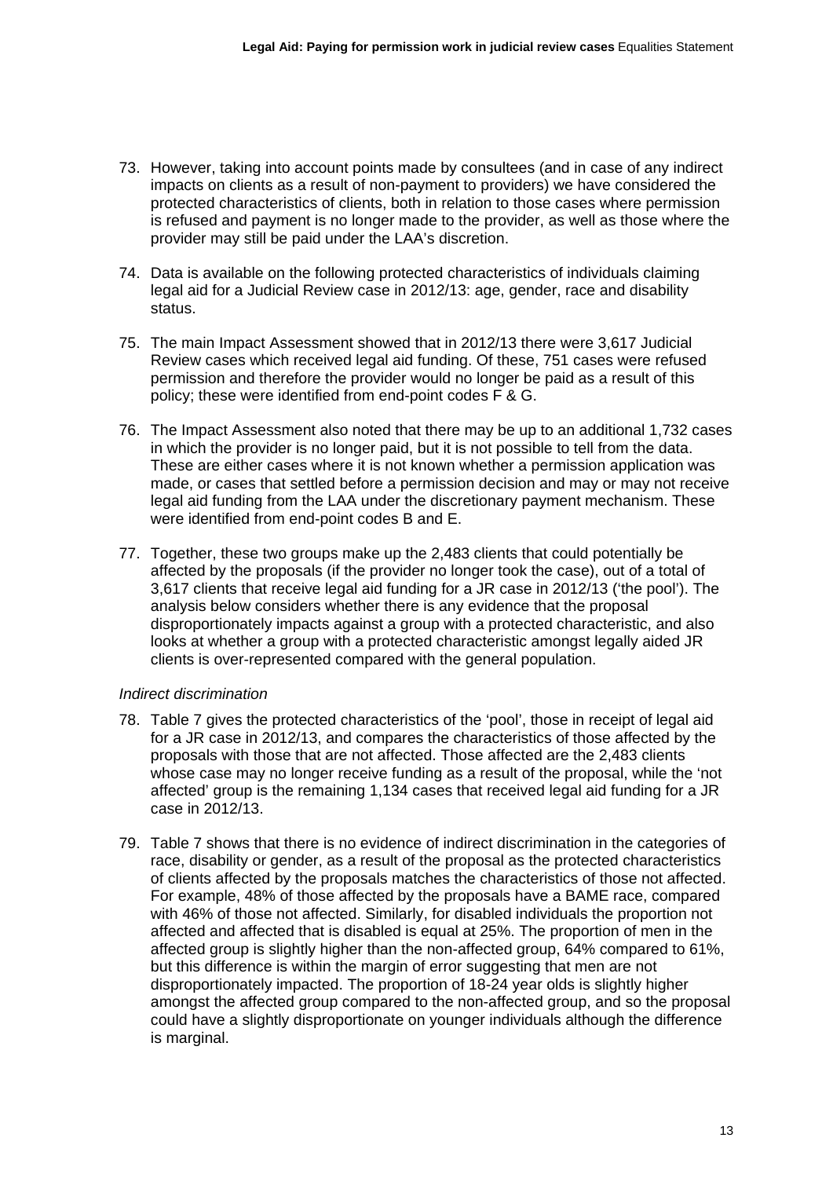73. However, taking into account points made by consultees (and in case of any indirect impacts on clients as a result of non-payment to providers) we have considered the protected characteristics of clients, both in relation to those cases where permission is refused and payment is no longer made to the provider, as well as those where the provider may still be paid under the LAA's discretion.

74. Data is available on the following protected characteristics of individuals claiming legal aid for a Judicial Review case in 2012/13: age, gender, race and disability status.

75. The main Impact Assessment showed that in 2012/13 there were 3,617 Judicial Review cases which received legal aid funding. Of these, 751 cases were refused permission and therefore the provider would no longer be paid as a result of this policy; these were identified from end-point codes F & G.

76. The Impact Assessment also noted that there may be up to an additional 1,732 cases in which the provider is no longer paid, but it is not possible to tell from the data. These are either cases where it is not known whether a permission application was made, or cases that settled before a permission decision and may or may not receive legal aid funding from the LAA under the discretionary payment mechanism. These were identified from end-point codes B and E.

77. Together, these two groups make up the 2,483 clients that could potentially be affected by the proposals (if the provider no longer took the case), out of a total of 3,617 clients that receive legal aid funding for a JR case in 2012/13 ('the pool'). The analysis below considers whether there is any evidence that the proposal disproportionately impacts against a group with a protected characteristic, and also looks at whether a group with a protected characteristic amongst legally aided JR clients is over-represented compared with the general population.

*Indirect discrimination*

78. Table 7 gives the protected characteristics of the 'pool', those in receipt of legal aid for a JR case in 2012/13, and compares the characteristics of those affected by the proposals with those that are not affected. Those affected are the 2,483 clients whose case may no longer receive funding as a result of the proposal, while the 'not affected' group is the remaining 1,134 cases that received legal aid funding for a JR case in 2012/13.

79. Table 7 shows that there is no evidence of indirect discrimination in the categories of race, disability or gender, as a result of the proposal as the protected characteristics of clients affected by the proposals matches the characteristics of those not affected. For example, 48% of those affected by the proposals have a BAME race, compared with 46% of those not affected. Similarly, for disabled individuals the proportion not affected and affected that is disabled is equal at 25%. The proportion of men in the affected group is slightly higher than the non-affected group, 64% compared to 61%, but this difference is within the margin of error suggesting that men are not disproportionately impacted. The proportion of 18-24 year olds is slightly higher amongst the affected group compared to the non-affected group, and so the proposal could have a slightly disproportionate on younger individuals although the difference is marginal.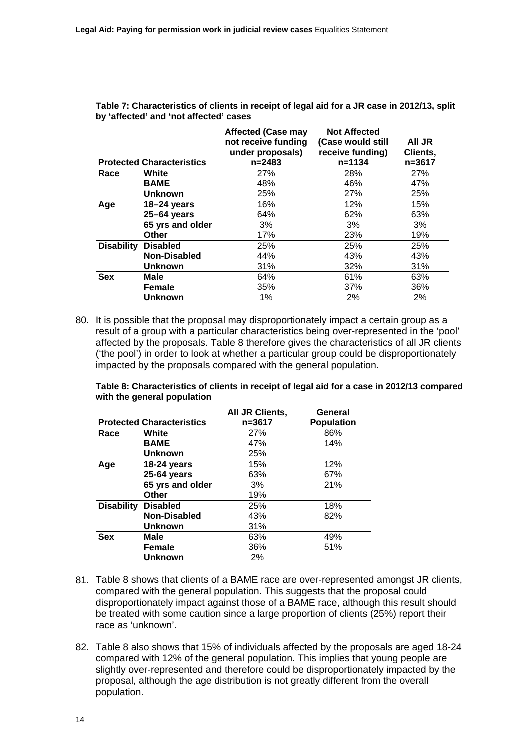**Table 7: Characteristics of clients in receipt of legal aid for a JR case in 2012/13, split by 'affected' and 'not affected' cases**

| Protected Characteristics | | Affected (Case may not receive funding under proposals) n=2483 | Not Affected (Case would still receive funding) n=1134 | All JR Clients, n=3617 |
|---|---|---|---|---|
| **Race** | **White** | 27% | 28% | 27% |
| | **BAME** | 48% | 46% | 47% |
| | **Unknown** | 25% | 27% | 25% |
| **Age** | **18–24 years** | 16% | 12% | 15% |
| | **25–64 years** | 64% | 62% | 63% |
| | **65 yrs and older** | 3% | 3% | 3% |
| | **Other** | 17% | 23% | 19% |
| **Disability** | **Disabled** | 25% | 25% | 25% |
| | **Non-Disabled** | 44% | 43% | 43% |
| | **Unknown** | 31% | 32% | 31% |
| **Sex** | **Male** | 64% | 61% | 63% |
| | **Female** | 35% | 37% | 36% |
| | **Unknown** | 1% | 2% | 2% |

80. It is possible that the proposal may disproportionately impact a certain group as a result of a group with a particular characteristics being over-represented in the 'pool' affected by the proposals. Table 8 therefore gives the characteristics of all JR clients ('the pool') in order to look at whether a particular group could be disproportionately impacted by the proposals compared with the general population.

**Table 8: Characteristics of clients in receipt of legal aid for a case in 2012/13 compared with the general population**

| Protected Characteristics | | All JR Clients, n=3617 | General Population |
|---|---|---|---|
| **Race** | **White** | 27% | 86% |
| | **BAME** | 47% | 14% |
| | **Unknown** | 25% | |
| **Age** | **18-24 years** | 15% | 12% |
| | **25-64 years** | 63% | 67% |
| | **65 yrs and older** | 3% | 21% |
| | **Other** | 19% | |
| **Disability** | **Disabled** | 25% | 18% |
| | **Non-Disabled** | 43% | 82% |
| | **Unknown** | 31% | |
| **Sex** | **Male** | 63% | 49% |
| | **Female** | 36% | 51% |
| | **Unknown** | 2% | |

81. Table 8 shows that clients of a BAME race are over-represented amongst JR clients, compared with the general population. This suggests that the proposal could disproportionately impact against those of a BAME race, although this result should be treated with some caution since a large proportion of clients (25%) report their race as 'unknown'.

82. Table 8 also shows that 15% of individuals affected by the proposals are aged 18-24 compared with 12% of the general population. This implies that young people are slightly over-represented and therefore could be disproportionately impacted by the proposal, although the age distribution is not greatly different from the overall population.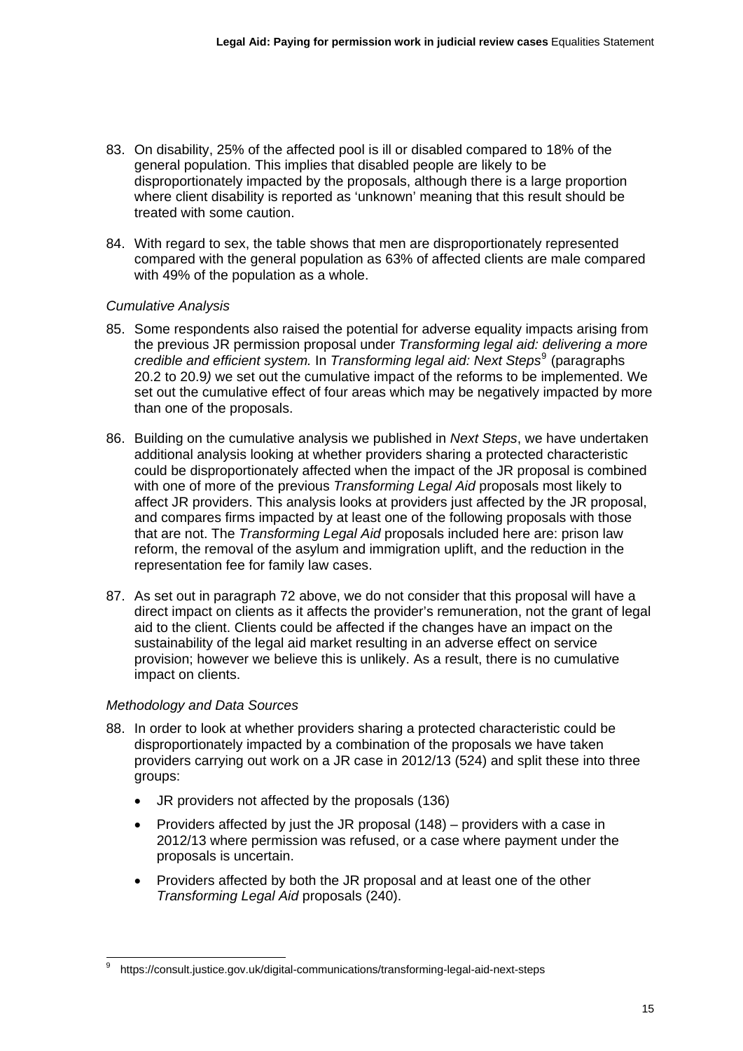83. On disability, 25% of the affected pool is ill or disabled compared to 18% of the general population. This implies that disabled people are likely to be disproportionately impacted by the proposals, although there is a large proportion where client disability is reported as 'unknown' meaning that this result should be treated with some caution.

84. With regard to sex, the table shows that men are disproportionately represented compared with the general population as 63% of affected clients are male compared with 49% of the population as a whole.

*Cumulative Analysis*

85. Some respondents also raised the potential for adverse equality impacts arising from the previous JR permission proposal under *Transforming legal aid: delivering a more credible and efficient system.* In *Transforming legal aid: Next Steps*[9] (paragraphs 20.2 to 20.9*)* we set out the cumulative impact of the reforms to be implemented. We set out the cumulative effect of four areas which may be negatively impacted by more than one of the proposals.

86. Building on the cumulative analysis we published in *Next Steps*, we have undertaken additional analysis looking at whether providers sharing a protected characteristic could be disproportionately affected when the impact of the JR proposal is combined with one of more of the previous *Transforming Legal Aid* proposals most likely to affect JR providers. This analysis looks at providers just affected by the JR proposal, and compares firms impacted by at least one of the following proposals with those that are not. The *Transforming Legal Aid* proposals included here are: prison law reform, the removal of the asylum and immigration uplift, and the reduction in the representation fee for family law cases.

87. As set out in paragraph 72 above, we do not consider that this proposal will have a direct impact on clients as it affects the provider's remuneration, not the grant of legal aid to the client. Clients could be affected if the changes have an impact on the sustainability of the legal aid market resulting in an adverse effect on service provision; however we believe this is unlikely. As a result, there is no cumulative impact on clients.

*Methodology and Data Sources*

88. In order to look at whether providers sharing a protected characteristic could be disproportionately impacted by a combination of the proposals we have taken providers carrying out work on a JR case in 2012/13 (524) and split these into three groups:

    - JR providers not affected by the proposals (136)
    - Providers affected by just the JR proposal (148) – providers with a case in 2012/13 where permission was refused, or a case where payment under the proposals is uncertain.
    - Providers affected by both the JR proposal and at least one of the other *Transforming Legal Aid* proposals (240).

[9] https://consult.justice.gov.uk/digital-communications/transforming-legal-aid-next-steps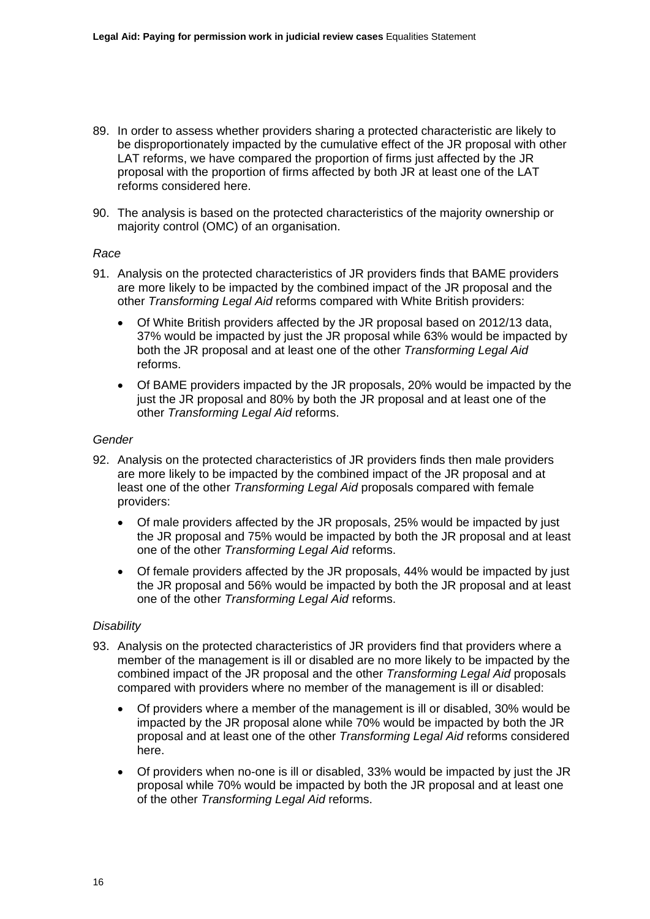89. In order to assess whether providers sharing a protected characteristic are likely to be disproportionately impacted by the cumulative effect of the JR proposal with other LAT reforms, we have compared the proportion of firms just affected by the JR proposal with the proportion of firms affected by both JR at least one of the LAT reforms considered here.

90. The analysis is based on the protected characteristics of the majority ownership or majority control (OMC) of an organisation.

*Race*

91. Analysis on the protected characteristics of JR providers finds that BAME providers are more likely to be impacted by the combined impact of the JR proposal and the other *Transforming Legal Aid* reforms compared with White British providers:

    - Of White British providers affected by the JR proposal based on 2012/13 data, 37% would be impacted by just the JR proposal while 63% would be impacted by both the JR proposal and at least one of the other *Transforming Legal Aid* reforms.
    - Of BAME providers impacted by the JR proposals, 20% would be impacted by the just the JR proposal and 80% by both the JR proposal and at least one of the other *Transforming Legal Aid* reforms.

*Gender*

92. Analysis on the protected characteristics of JR providers finds then male providers are more likely to be impacted by the combined impact of the JR proposal and at least one of the other *Transforming Legal Aid* proposals compared with female providers:

    - Of male providers affected by the JR proposals, 25% would be impacted by just the JR proposal and 75% would be impacted by both the JR proposal and at least one of the other *Transforming Legal Aid* reforms.
    - Of female providers affected by the JR proposals, 44% would be impacted by just the JR proposal and 56% would be impacted by both the JR proposal and at least one of the other *Transforming Legal Aid* reforms.

*Disability*

93. Analysis on the protected characteristics of JR providers find that providers where a member of the management is ill or disabled are no more likely to be impacted by the combined impact of the JR proposal and the other *Transforming Legal Aid* proposals compared with providers where no member of the management is ill or disabled:

    - Of providers where a member of the management is ill or disabled, 30% would be impacted by the JR proposal alone while 70% would be impacted by both the JR proposal and at least one of the other *Transforming Legal Aid* reforms considered here.
    - Of providers when no-one is ill or disabled, 33% would be impacted by just the JR proposal while 70% would be impacted by both the JR proposal and at least one of the other *Transforming Legal Aid* reforms.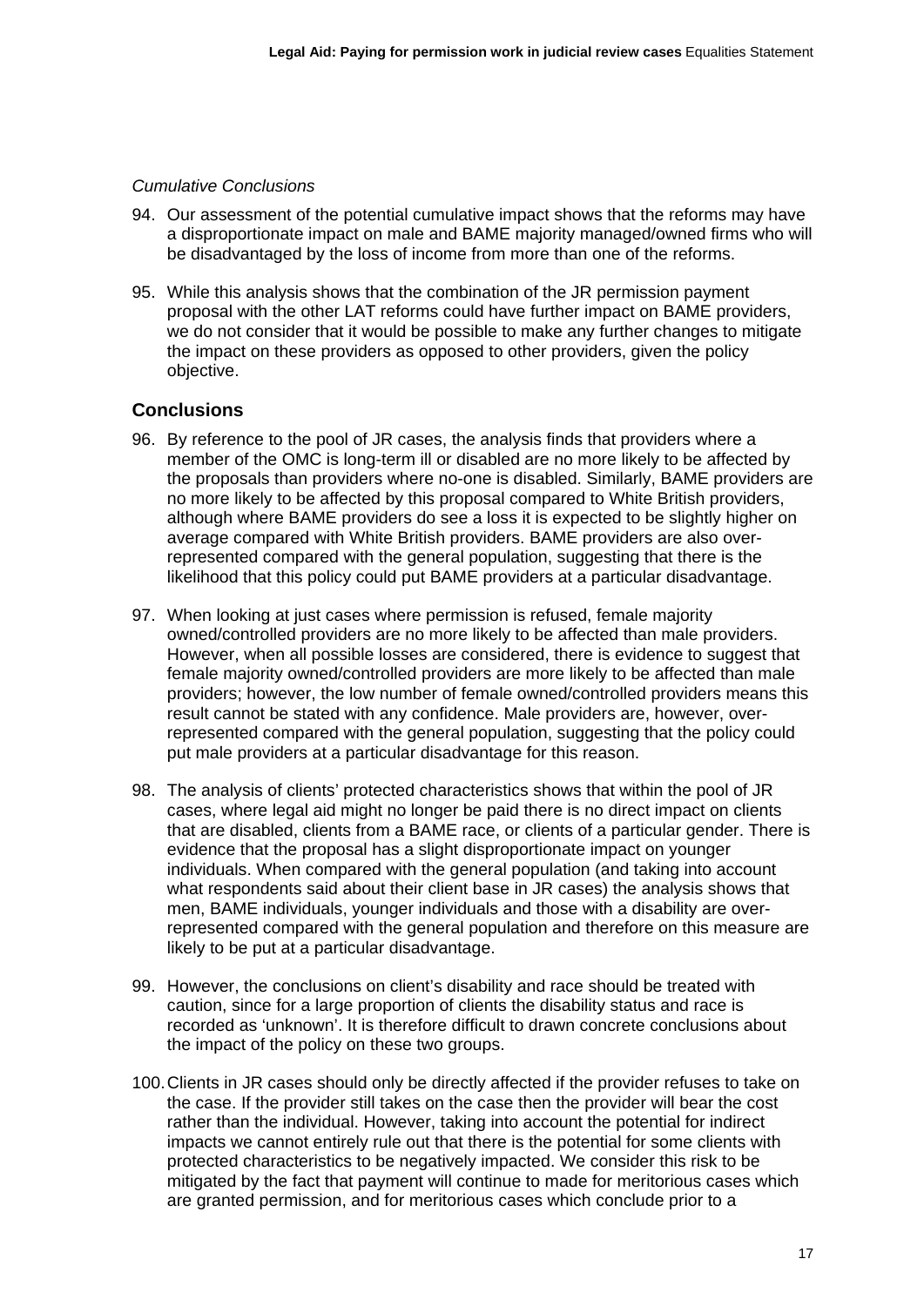*Cumulative Conclusions*

94. Our assessment of the potential cumulative impact shows that the reforms may have a disproportionate impact on male and BAME majority managed/owned firms who will be disadvantaged by the loss of income from more than one of the reforms.

95. While this analysis shows that the combination of the JR permission payment proposal with the other LAT reforms could have further impact on BAME providers, we do not consider that it would be possible to make any further changes to mitigate the impact on these providers as opposed to other providers, given the policy objective.

## Conclusions

96. By reference to the pool of JR cases, the analysis finds that providers where a member of the OMC is long-term ill or disabled are no more likely to be affected by the proposals than providers where no-one is disabled. Similarly, BAME providers are no more likely to be affected by this proposal compared to White British providers, although where BAME providers do see a loss it is expected to be slightly higher on average compared with White British providers. BAME providers are also over-represented compared with the general population, suggesting that there is the likelihood that this policy could put BAME providers at a particular disadvantage.

97. When looking at just cases where permission is refused, female majority owned/controlled providers are no more likely to be affected than male providers. However, when all possible losses are considered, there is evidence to suggest that female majority owned/controlled providers are more likely to be affected than male providers; however, the low number of female owned/controlled providers means this result cannot be stated with any confidence. Male providers are, however, over-represented compared with the general population, suggesting that the policy could put male providers at a particular disadvantage for this reason.

98. The analysis of clients' protected characteristics shows that within the pool of JR cases, where legal aid might no longer be paid there is no direct impact on clients that are disabled, clients from a BAME race, or clients of a particular gender. There is evidence that the proposal has a slight disproportionate impact on younger individuals. When compared with the general population (and taking into account what respondents said about their client base in JR cases) the analysis shows that men, BAME individuals, younger individuals and those with a disability are over-represented compared with the general population and therefore on this measure are likely to be put at a particular disadvantage.

99. However, the conclusions on client's disability and race should be treated with caution, since for a large proportion of clients the disability status and race is recorded as 'unknown'. It is therefore difficult to drawn concrete conclusions about the impact of the policy on these two groups.

100. Clients in JR cases should only be directly affected if the provider refuses to take on the case. If the provider still takes on the case then the provider will bear the cost rather than the individual. However, taking into account the potential for indirect impacts we cannot entirely rule out that there is the potential for some clients with protected characteristics to be negatively impacted. We consider this risk to be mitigated by the fact that payment will continue to made for meritorious cases which are granted permission, and for meritorious cases which conclude prior to a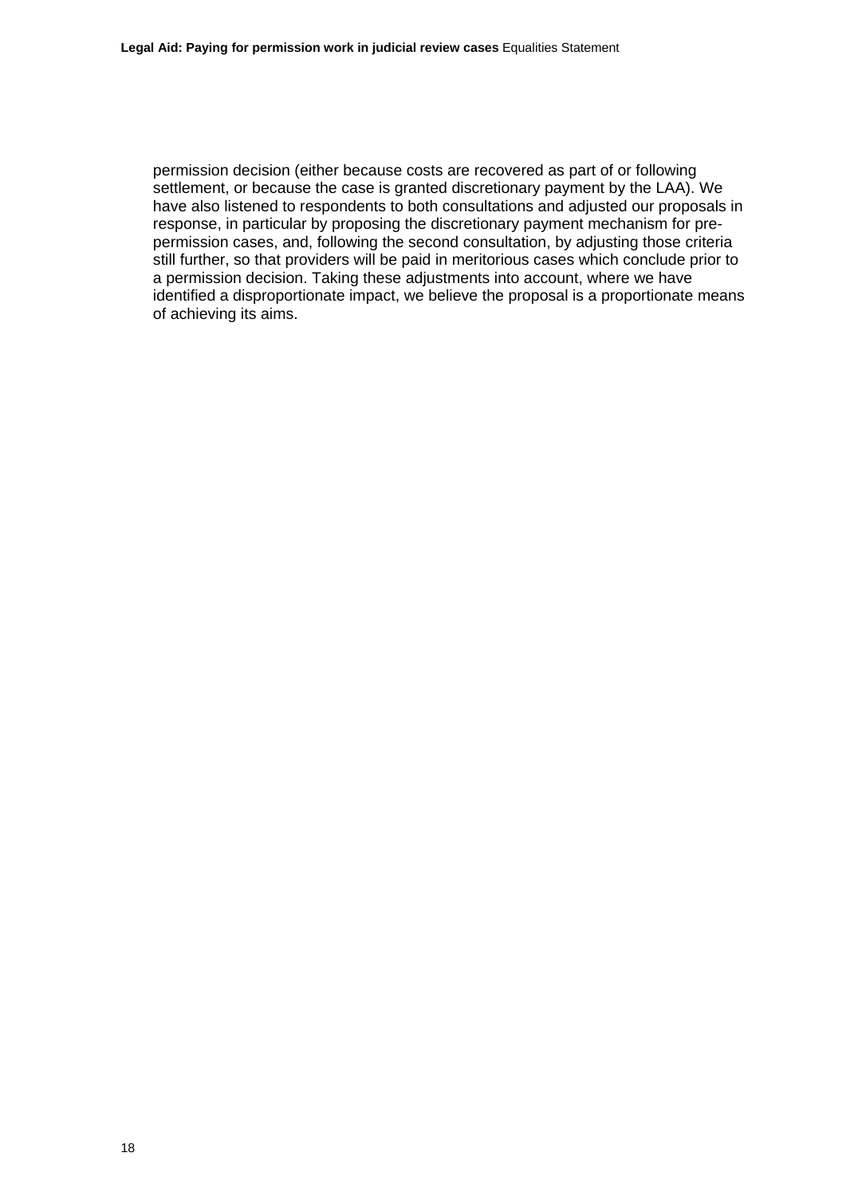permission decision (either because costs are recovered as part of or following settlement, or because the case is granted discretionary payment by the LAA). We have also listened to respondents to both consultations and adjusted our proposals in response, in particular by proposing the discretionary payment mechanism for pre-permission cases, and, following the second consultation, by adjusting those criteria still further, so that providers will be paid in meritorious cases which conclude prior to a permission decision. Taking these adjustments into account, where we have identified a disproportionate impact, we believe the proposal is a proportionate means of achieving its aims.